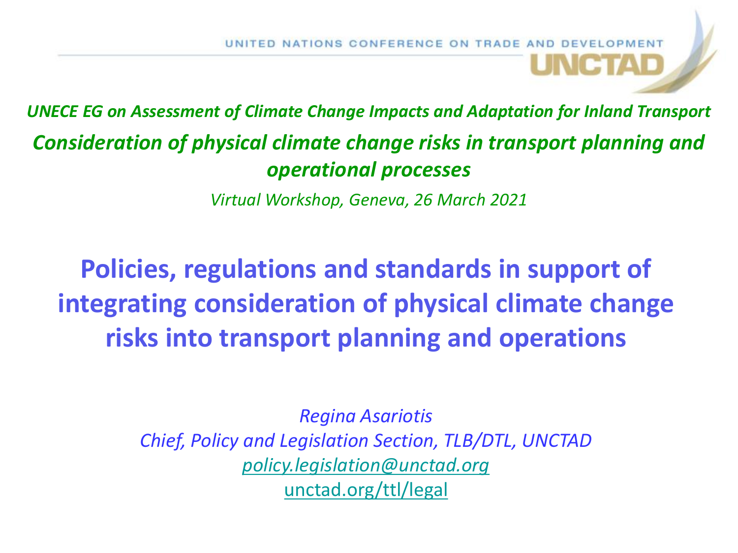UNITED NATIONS CONFERENCE ON TRADE AND DEVELOPMENT

UNCTAD

*UNECE EG on Assessment of Climate Change Impacts and Adaptation for Inland Transport*

***Consideration of physical climate change risks in transport planning and operational processes***

*Virtual Workshop, Geneva, 26 March 2021*

# Policies, regulations and standards in support of integrating consideration of physical climate change risks into transport planning and operations

*Regina Asariotis*
*Chief, Policy and Legislation Section, TLB/DTL, UNCTAD*
*policy.legislation@unctad.org*
unctad.org/ttl/legal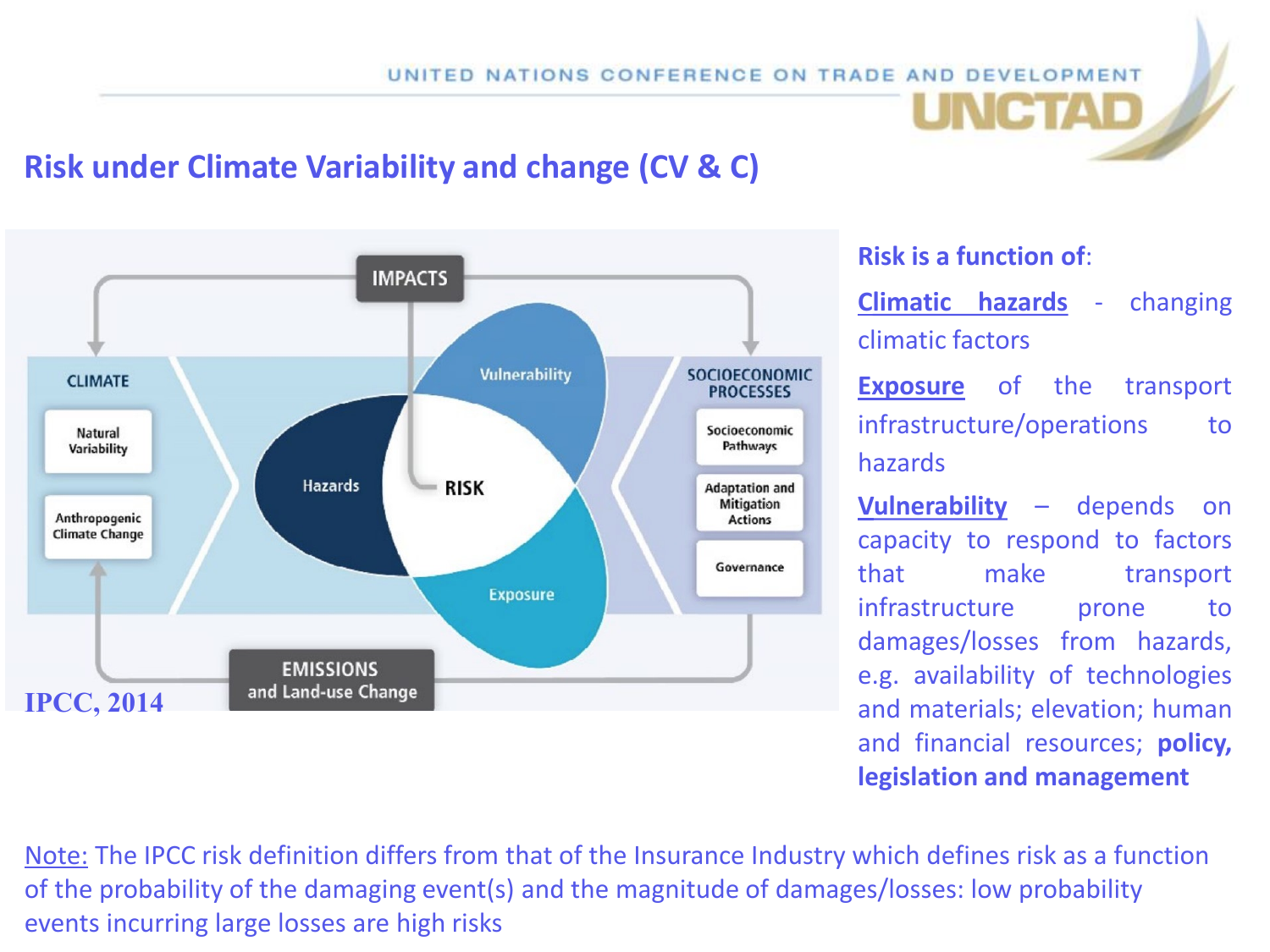# Risk under Climate Variability and change (CV & C)

IMPACTS

CLIMATE

Natural Variability

Anthropogenic Climate Change

Vulnerability

Hazards

RISK

Exposure

SOCIOECONOMIC PROCESSES

Socioeconomic Pathways

Adaptation and Mitigation Actions

Governance

EMISSIONS and Land-use Change

IPCC, 2014

**Risk is a function of**:

**Climatic hazards** - changing climatic factors

**Exposure** of the transport infrastructure/operations to hazards

**Vulnerability** – depends on capacity to respond to factors that make transport infrastructure prone to damages/losses from hazards, e.g. availability of technologies and materials; elevation; human and financial resources; **policy, legislation and management**

Note: The IPCC risk definition differs from that of the Insurance Industry which defines risk as a function of the probability of the damaging event(s) and the magnitude of damages/losses: low probability events incurring large losses are high risks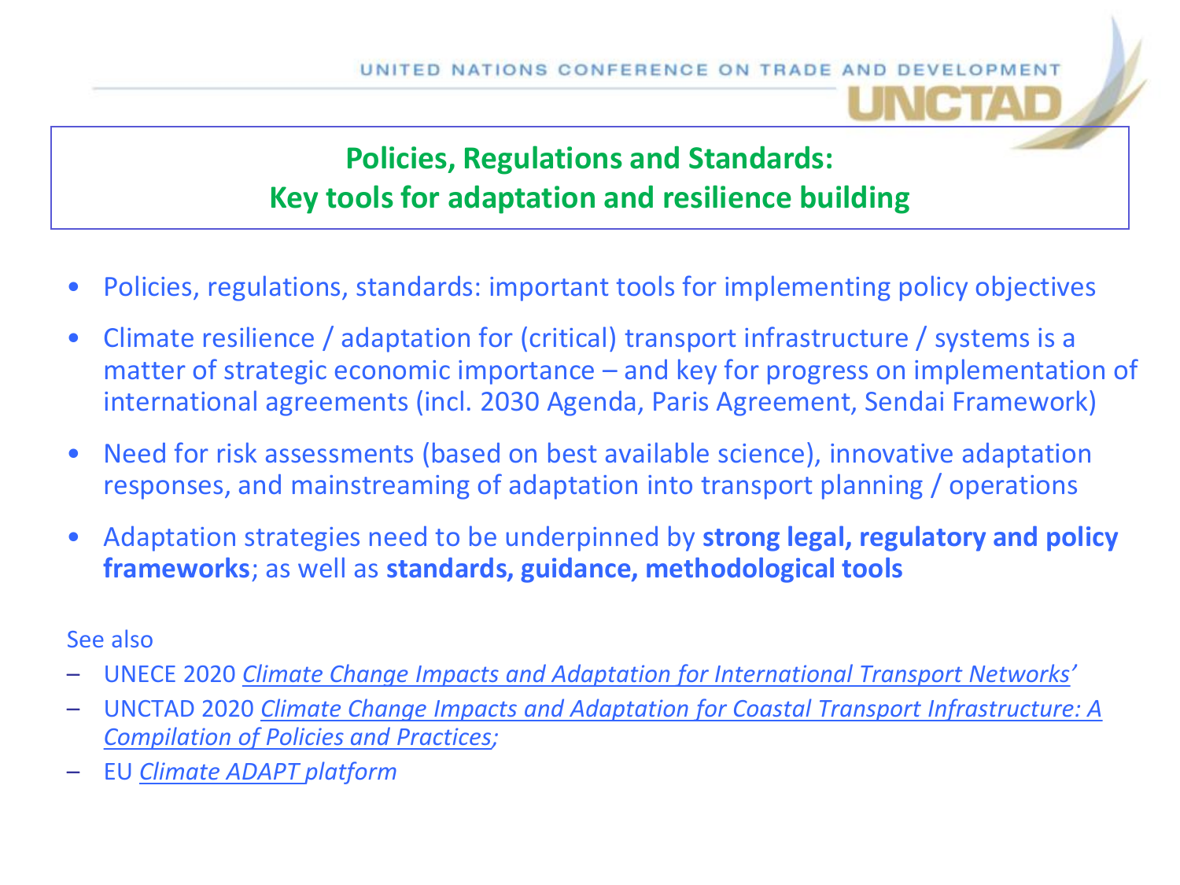## Policies, Regulations and Standards: Key tools for adaptation and resilience building

- Policies, regulations, standards: important tools for implementing policy objectives
- Climate resilience / adaptation for (critical) transport infrastructure / systems is a matter of strategic economic importance – and key for progress on implementation of international agreements (incl. 2030 Agenda, Paris Agreement, Sendai Framework)
- Need for risk assessments (based on best available science), innovative adaptation responses, and mainstreaming of adaptation into transport planning / operations
- Adaptation strategies need to be underpinned by **strong legal, regulatory and policy frameworks**; as well as **standards, guidance, methodological tools**

See also

- UNECE 2020 *Climate Change Impacts and Adaptation for International Transport Networks'*
- UNCTAD 2020 *Climate Change Impacts and Adaptation for Coastal Transport Infrastructure: A Compilation of Policies and Practices;*
- EU *Climate ADAPT platform*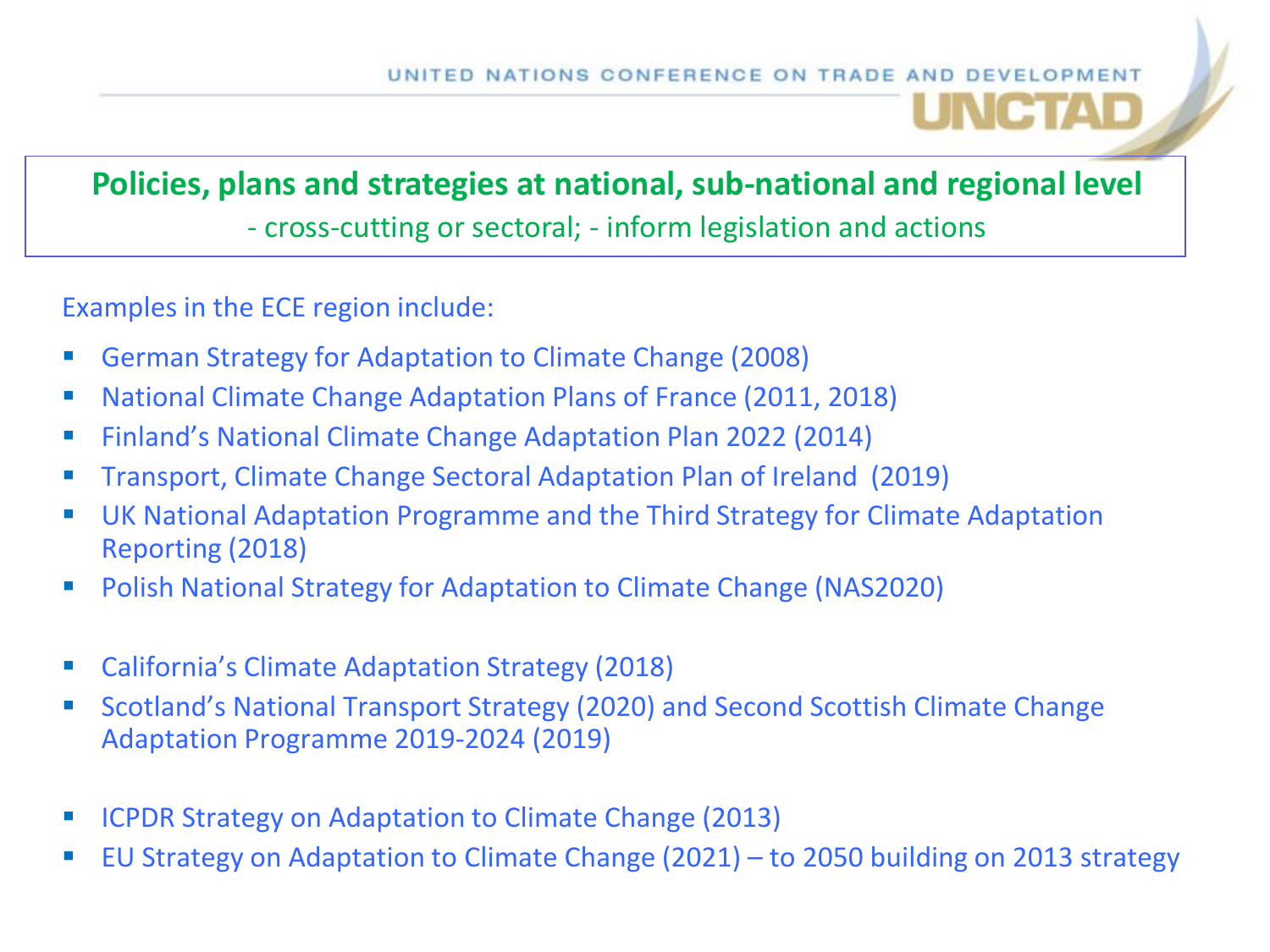## Policies, plans and strategies at national, sub-national and regional level

- cross-cutting or sectoral; - inform legislation and actions

Examples in the ECE region include:

- German Strategy for Adaptation to Climate Change (2008)
- National Climate Change Adaptation Plans of France (2011, 2018)
- Finland's National Climate Change Adaptation Plan 2022 (2014)
- Transport, Climate Change Sectoral Adaptation Plan of Ireland (2019)
- UK National Adaptation Programme and the Third Strategy for Climate Adaptation Reporting (2018)
- Polish National Strategy for Adaptation to Climate Change (NAS2020)

- California's Climate Adaptation Strategy (2018)
- Scotland's National Transport Strategy (2020) and Second Scottish Climate Change Adaptation Programme 2019-2024 (2019)

- ICPDR Strategy on Adaptation to Climate Change (2013)
- EU Strategy on Adaptation to Climate Change (2021) – to 2050 building on 2013 strategy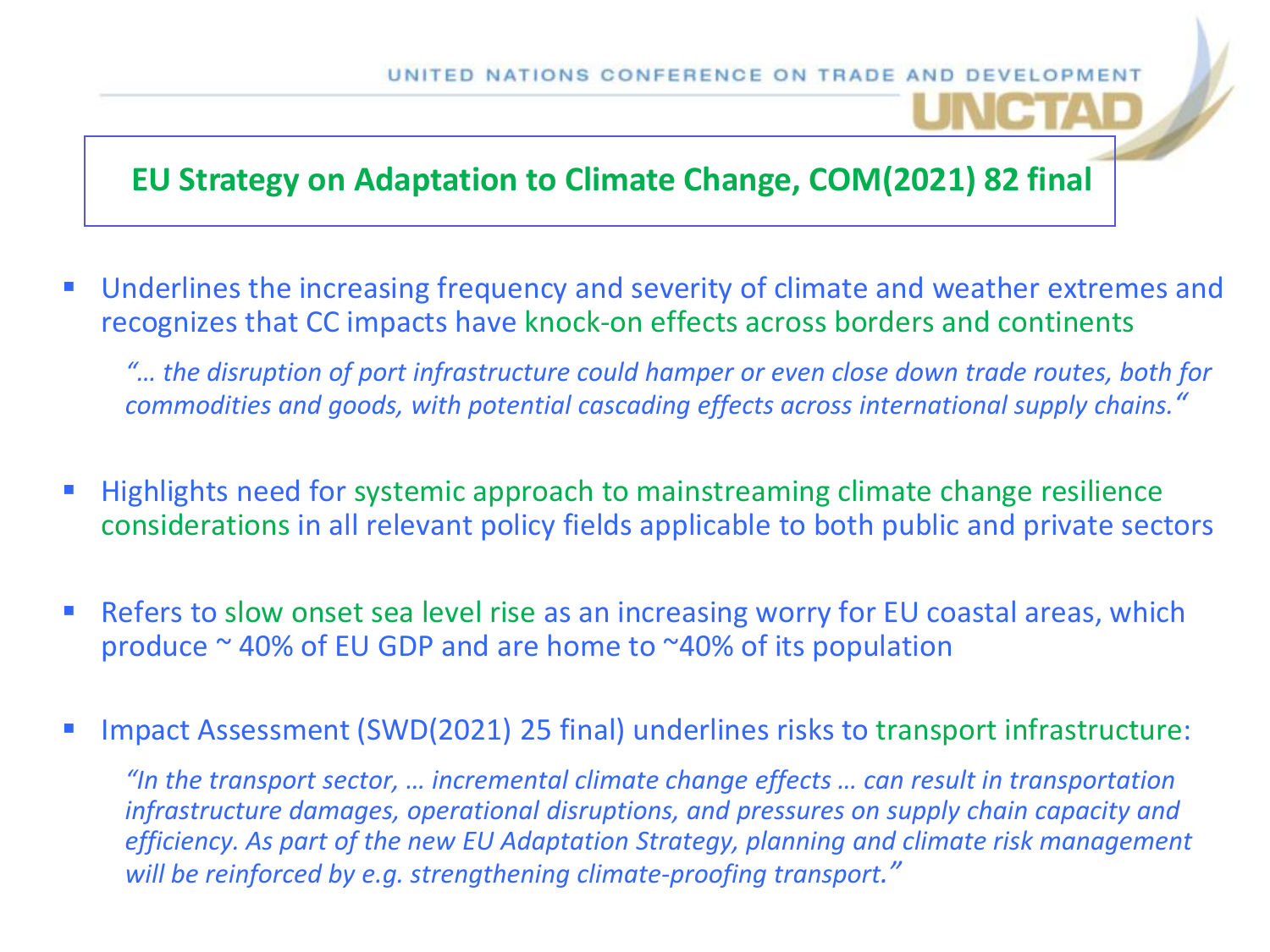## EU Strategy on Adaptation to Climate Change, COM(2021) 82 final

- Underlines the increasing frequency and severity of climate and weather extremes and recognizes that CC impacts have knock-on effects across borders and continents

  *"… the disruption of port infrastructure could hamper or even close down trade routes, both for commodities and goods, with potential cascading effects across international supply chains."*

- Highlights need for systemic approach to mainstreaming climate change resilience considerations in all relevant policy fields applicable to both public and private sectors

- Refers to slow onset sea level rise as an increasing worry for EU coastal areas, which produce ~ 40% of EU GDP and are home to ~40% of its population

- Impact Assessment (SWD(2021) 25 final) underlines risks to transport infrastructure:

  *"In the transport sector, … incremental climate change effects … can result in transportation infrastructure damages, operational disruptions, and pressures on supply chain capacity and efficiency. As part of the new EU Adaptation Strategy, planning and climate risk management will be reinforced by e.g. strengthening climate-proofing transport."*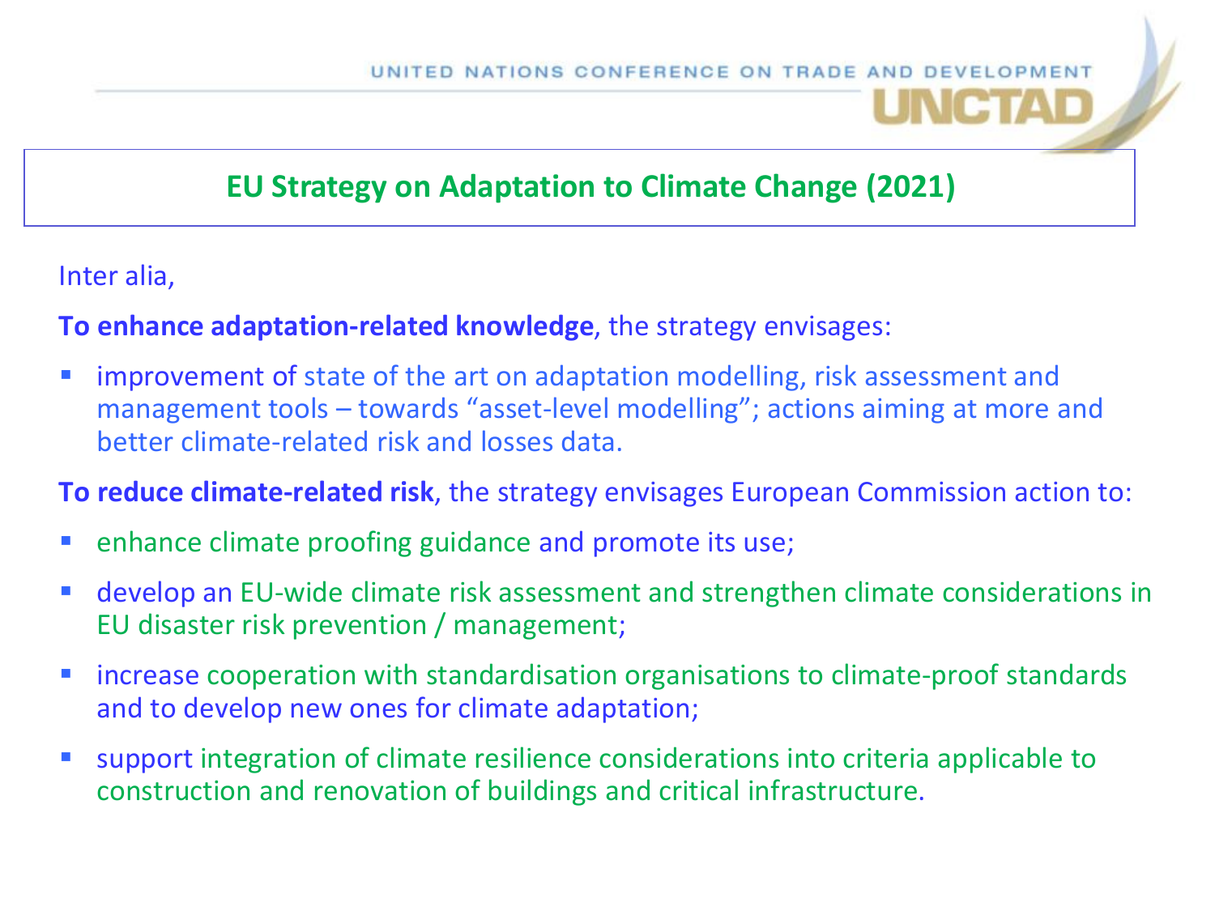## EU Strategy on Adaptation to Climate Change (2021)

Inter alia,

**To enhance adaptation-related knowledge**, the strategy envisages:

- improvement of state of the art on adaptation modelling, risk assessment and management tools – towards "asset-level modelling"; actions aiming at more and better climate-related risk and losses data.

**To reduce climate-related risk**, the strategy envisages European Commission action to:

- enhance climate proofing guidance and promote its use;
- develop an EU-wide climate risk assessment and strengthen climate considerations in EU disaster risk prevention / management;
- increase cooperation with standardisation organisations to climate-proof standards and to develop new ones for climate adaptation;
- support integration of climate resilience considerations into criteria applicable to construction and renovation of buildings and critical infrastructure.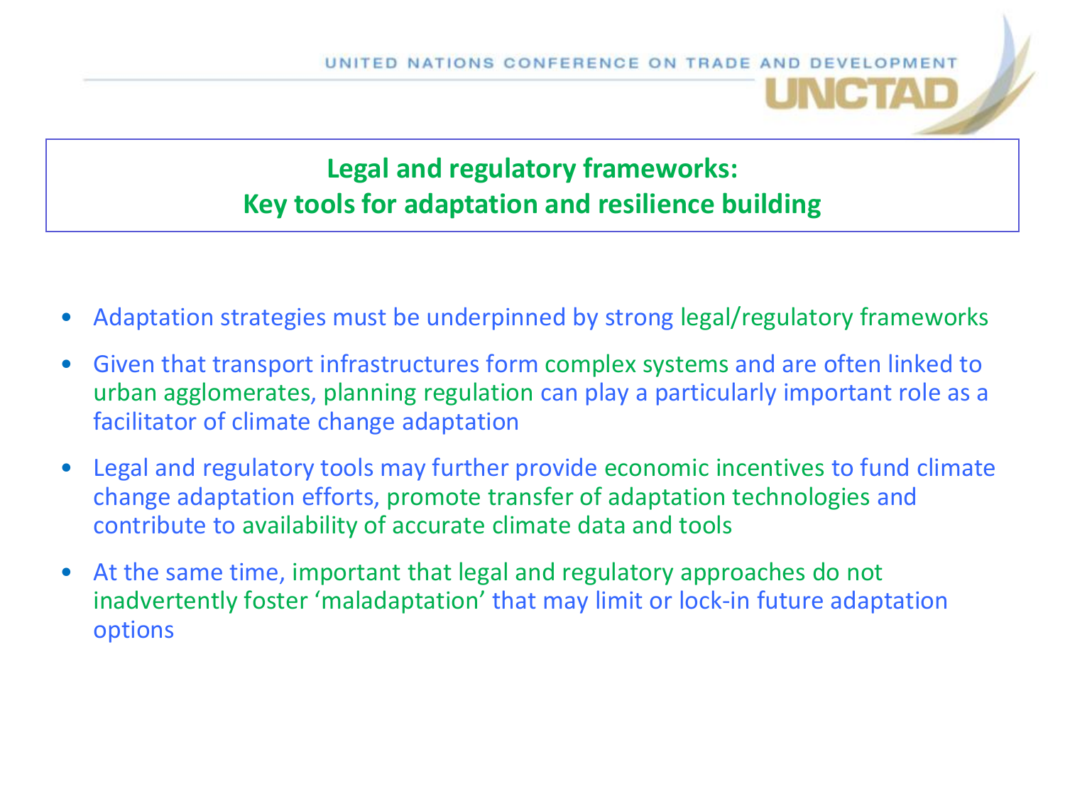## Legal and regulatory frameworks: Key tools for adaptation and resilience building

- Adaptation strategies must be underpinned by strong legal/regulatory frameworks
- Given that transport infrastructures form complex systems and are often linked to urban agglomerates, planning regulation can play a particularly important role as a facilitator of climate change adaptation
- Legal and regulatory tools may further provide economic incentives to fund climate change adaptation efforts, promote transfer of adaptation technologies and contribute to availability of accurate climate data and tools
- At the same time, important that legal and regulatory approaches do not inadvertently foster 'maladaptation' that may limit or lock-in future adaptation options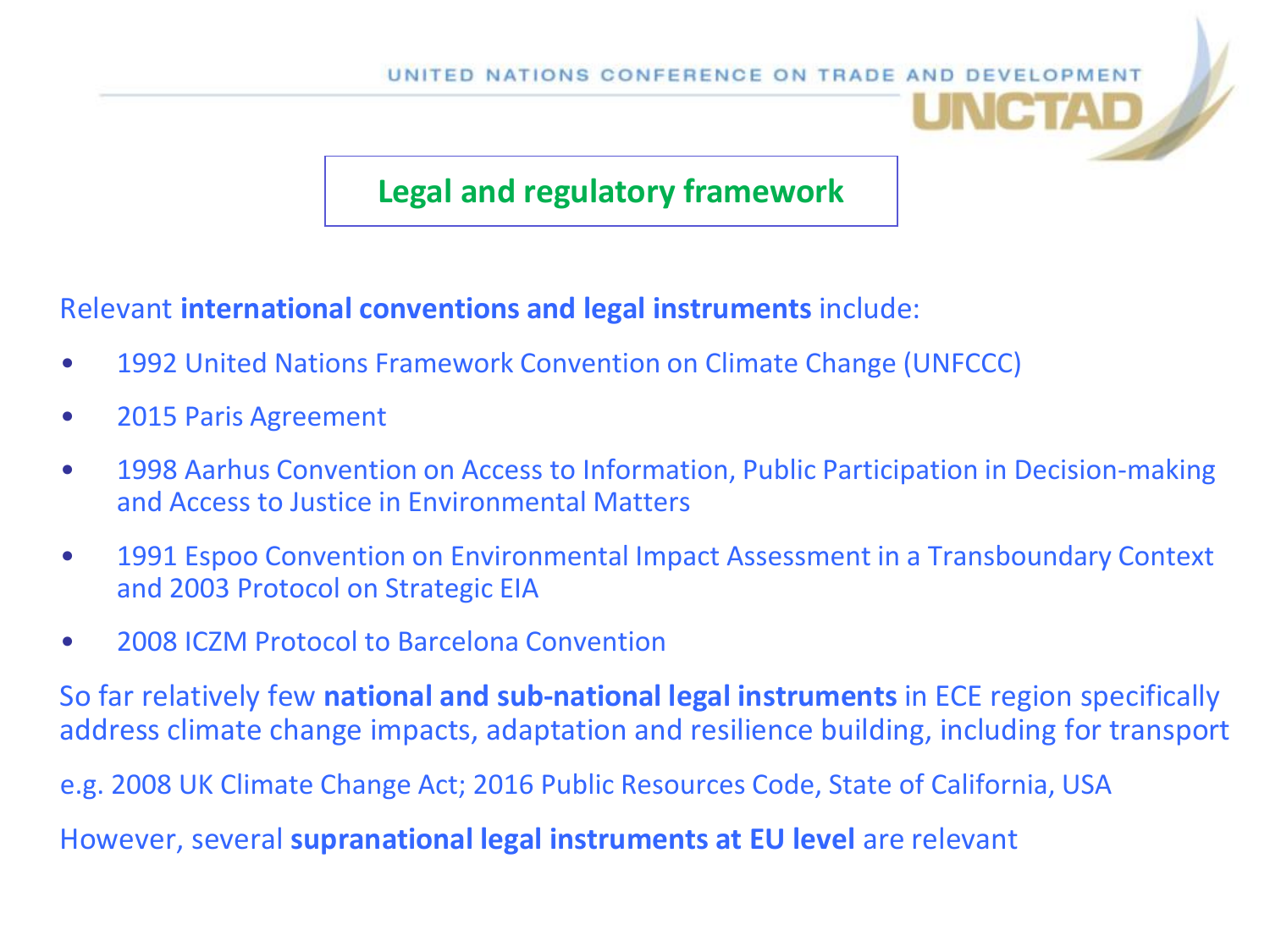## Legal and regulatory framework

Relevant **international conventions and legal instruments** include:

- 1992 United Nations Framework Convention on Climate Change (UNFCCC)
- 2015 Paris Agreement
- 1998 Aarhus Convention on Access to Information, Public Participation in Decision-making and Access to Justice in Environmental Matters
- 1991 Espoo Convention on Environmental Impact Assessment in a Transboundary Context and 2003 Protocol on Strategic EIA
- 2008 ICZM Protocol to Barcelona Convention

So far relatively few **national and sub-national legal instruments** in ECE region specifically address climate change impacts, adaptation and resilience building, including for transport

e.g. 2008 UK Climate Change Act; 2016 Public Resources Code, State of California, USA

However, several **supranational legal instruments at EU level** are relevant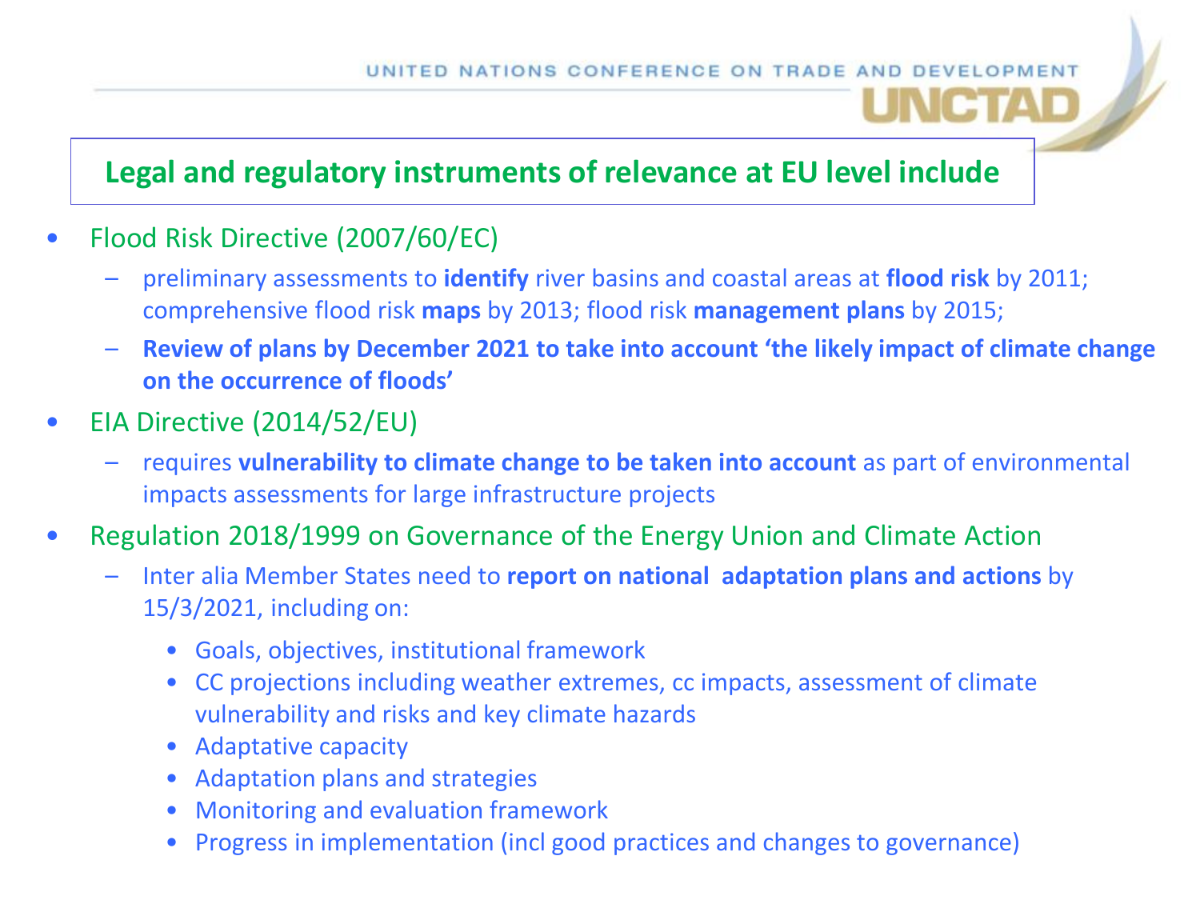## Legal and regulatory instruments of relevance at EU level include

- Flood Risk Directive (2007/60/EC)
  - preliminary assessments to **identify** river basins and coastal areas at **flood risk** by 2011; comprehensive flood risk **maps** by 2013; flood risk **management plans** by 2015;
  - **Review of plans by December 2021 to take into account 'the likely impact of climate change on the occurrence of floods'**
- EIA Directive (2014/52/EU)
  - requires **vulnerability to climate change to be taken into account** as part of environmental impacts assessments for large infrastructure projects
- Regulation 2018/1999 on Governance of the Energy Union and Climate Action
  - Inter alia Member States need to **report on national adaptation plans and actions** by 15/3/2021, including on:
    - Goals, objectives, institutional framework
    - CC projections including weather extremes, cc impacts, assessment of climate vulnerability and risks and key climate hazards
    - Adaptative capacity
    - Adaptation plans and strategies
    - Monitoring and evaluation framework
    - Progress in implementation (incl good practices and changes to governance)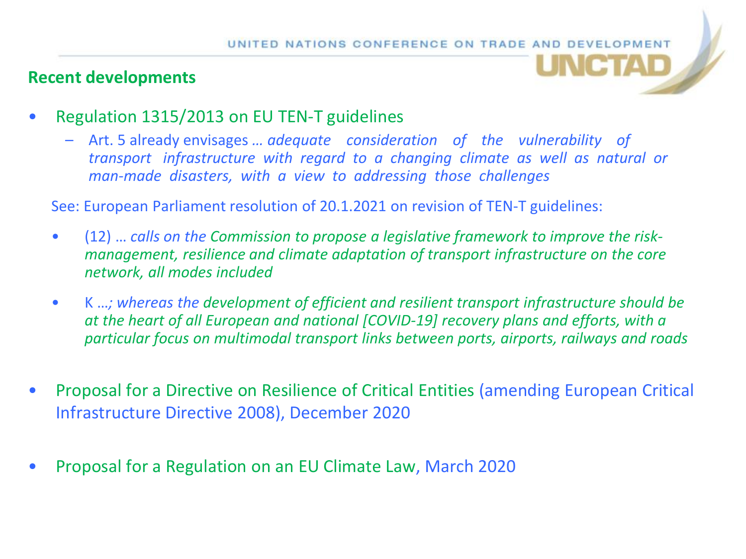## Recent developments

- Regulation 1315/2013 on EU TEN-T guidelines
  - Art. 5 already envisages … *adequate consideration of the vulnerability of transport infrastructure with regard to a changing climate as well as natural or man-made disasters, with a view to addressing those challenges*

See: European Parliament resolution of 20.1.2021 on revision of TEN-T guidelines:

- (12) … *calls on the Commission to propose a legislative framework to improve the risk-management, resilience and climate adaptation of transport infrastructure on the core network, all modes included*
- K …*; whereas the development of efficient and resilient transport infrastructure should be at the heart of all European and national [COVID-19] recovery plans and efforts, with a particular focus on multimodal transport links between ports, airports, railways and roads*

- Proposal for a Directive on Resilience of Critical Entities (amending European Critical Infrastructure Directive 2008), December 2020
- Proposal for a Regulation on an EU Climate Law, March 2020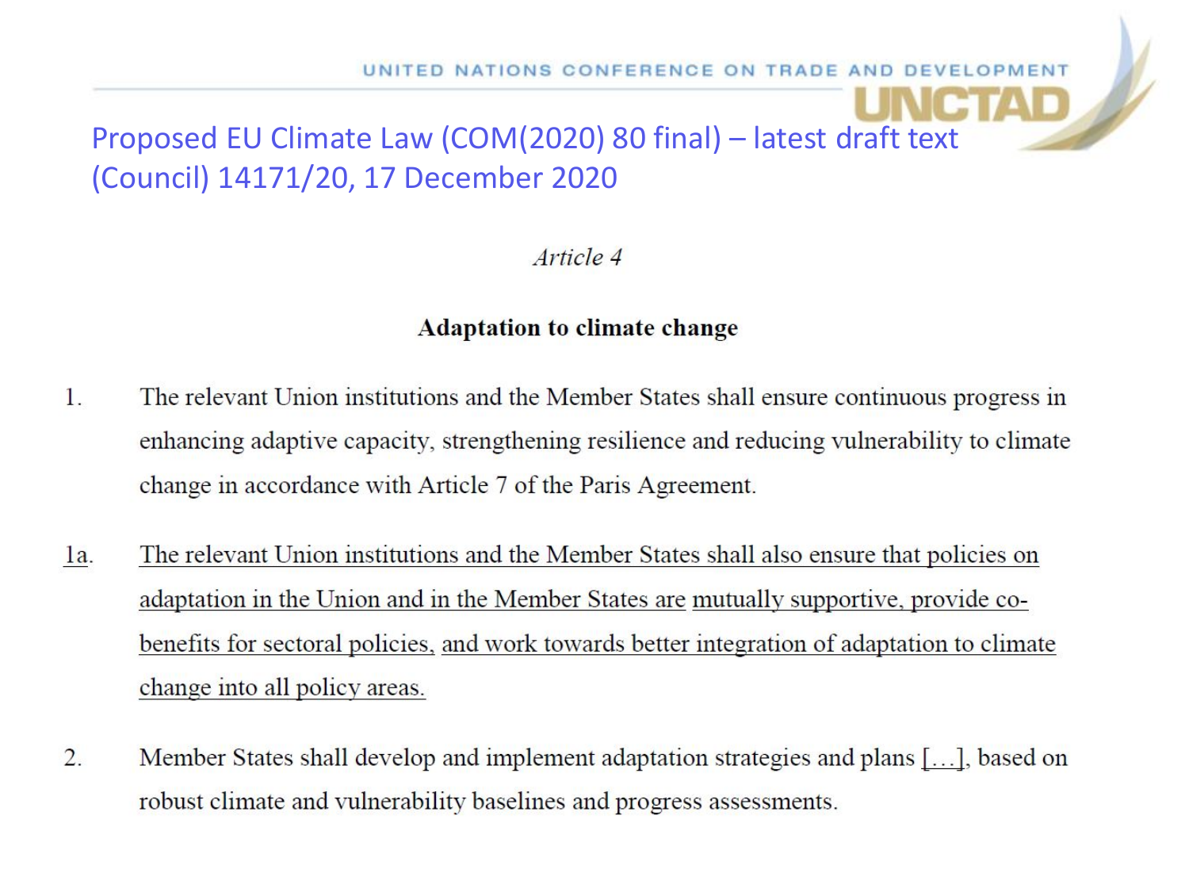# Proposed EU Climate Law (COM(2020) 80 final) – latest draft text (Council) 14171/20, 17 December 2020

*Article 4*

**Adaptation to climate change**

1. The relevant Union institutions and the Member States shall ensure continuous progress in enhancing adaptive capacity, strengthening resilience and reducing vulnerability to climate change in accordance with Article 7 of the Paris Agreement.

1a. The relevant Union institutions and the Member States shall also ensure that policies on adaptation in the Union and in the Member States are mutually supportive, provide co-benefits for sectoral policies, and work towards better integration of adaptation to climate change into all policy areas.

2. Member States shall develop and implement adaptation strategies and plans […], based on robust climate and vulnerability baselines and progress assessments.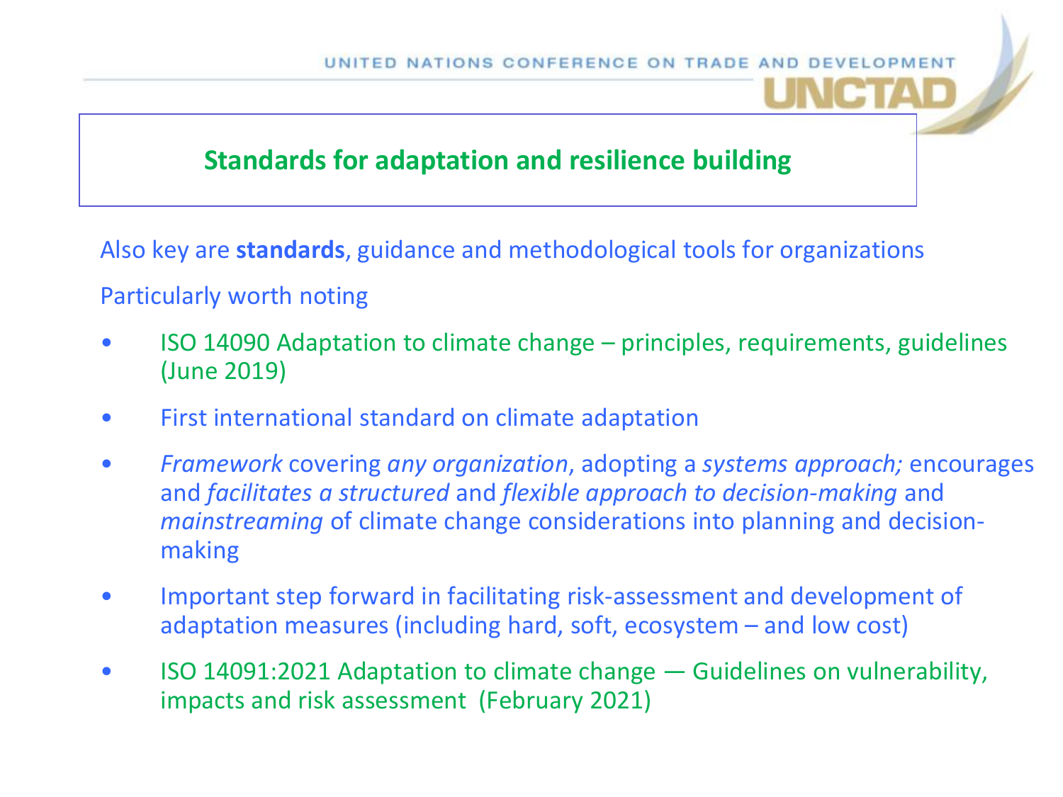## Standards for adaptation and resilience building

Also key are **standards**, guidance and methodological tools for organizations

Particularly worth noting

- ISO 14090 Adaptation to climate change – principles, requirements, guidelines (June 2019)
- First international standard on climate adaptation
- *Framework* covering *any organization*, adopting a *systems approach;* encourages and *facilitates a structured* and *flexible approach to decision-making* and *mainstreaming* of climate change considerations into planning and decision-making
- Important step forward in facilitating risk-assessment and development of adaptation measures (including hard, soft, ecosystem – and low cost)
- ISO 14091:2021 Adaptation to climate change — Guidelines on vulnerability, impacts and risk assessment (February 2021)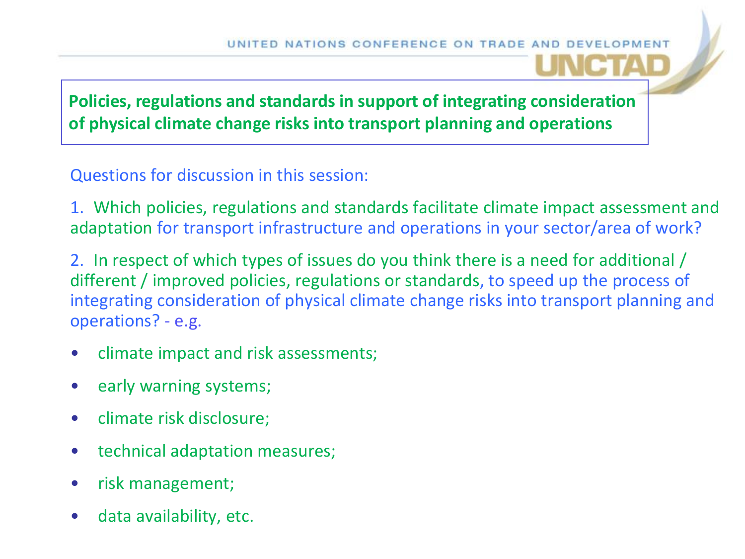## Policies, regulations and standards in support of integrating consideration of physical climate change risks into transport planning and operations

Questions for discussion in this session:

1. Which policies, regulations and standards facilitate climate impact assessment and adaptation for transport infrastructure and operations in your sector/area of work?

2. In respect of which types of issues do you think there is a need for additional / different / improved policies, regulations or standards, to speed up the process of integrating consideration of physical climate change risks into transport planning and operations? - e.g.

- climate impact and risk assessments;
- early warning systems;
- climate risk disclosure;
- technical adaptation measures;
- risk management;
- data availability, etc.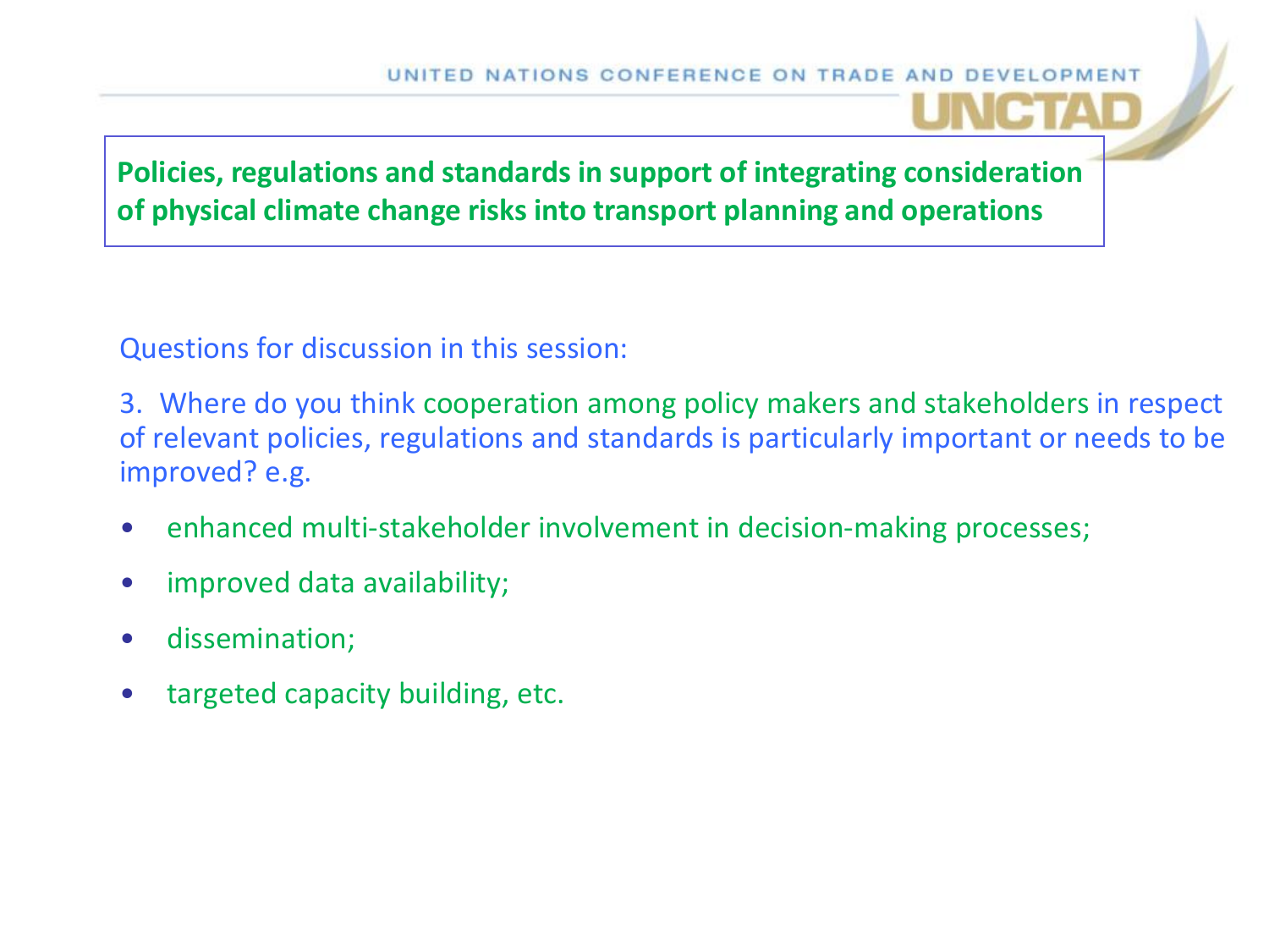**Policies, regulations and standards in support of integrating consideration of physical climate change risks into transport planning and operations**

Questions for discussion in this session:

3. Where do you think cooperation among policy makers and stakeholders in respect of relevant policies, regulations and standards is particularly important or needs to be improved? e.g.

- enhanced multi-stakeholder involvement in decision-making processes;
- improved data availability;
- dissemination;
- targeted capacity building, etc.